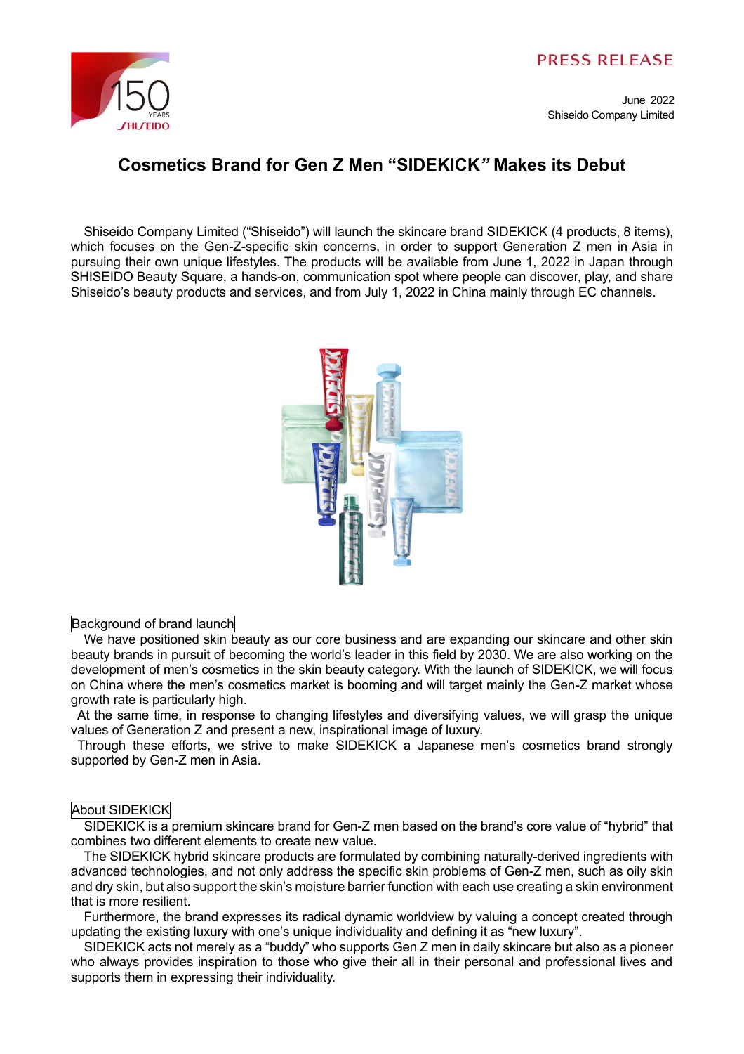PRESS RELEASE

June 2022
Shiseido Company Limited

# Cosmetics Brand for Gen Z Men "SIDEKICK" Makes its Debut

Shiseido Company Limited ("Shiseido") will launch the skincare brand SIDEKICK (4 products, 8 items), which focuses on the Gen-Z-specific skin concerns, in order to support Generation Z men in Asia in pursuing their own unique lifestyles. The products will be available from June 1, 2022 in Japan through SHISEIDO Beauty Square, a hands-on, communication spot where people can discover, play, and share Shiseido's beauty products and services, and from July 1, 2022 in China mainly through EC channels.

## Background of brand launch

We have positioned skin beauty as our core business and are expanding our skincare and other skin beauty brands in pursuit of becoming the world's leader in this field by 2030. We are also working on the development of men's cosmetics in the skin beauty category. With the launch of SIDEKICK, we will focus on China where the men's cosmetics market is booming and will target mainly the Gen-Z market whose growth rate is particularly high.

At the same time, in response to changing lifestyles and diversifying values, we will grasp the unique values of Generation Z and present a new, inspirational image of luxury.

Through these efforts, we strive to make SIDEKICK a Japanese men's cosmetics brand strongly supported by Gen-Z men in Asia.

## About SIDEKICK

SIDEKICK is a premium skincare brand for Gen-Z men based on the brand's core value of "hybrid" that combines two different elements to create new value.

The SIDEKICK hybrid skincare products are formulated by combining naturally-derived ingredients with advanced technologies, and not only address the specific skin problems of Gen-Z men, such as oily skin and dry skin, but also support the skin's moisture barrier function with each use creating a skin environment that is more resilient.

Furthermore, the brand expresses its radical dynamic worldview by valuing a concept created through updating the existing luxury with one's unique individuality and defining it as "new luxury".

SIDEKICK acts not merely as a "buddy" who supports Gen Z men in daily skincare but also as a pioneer who always provides inspiration to those who give their all in their personal and professional lives and supports them in expressing their individuality.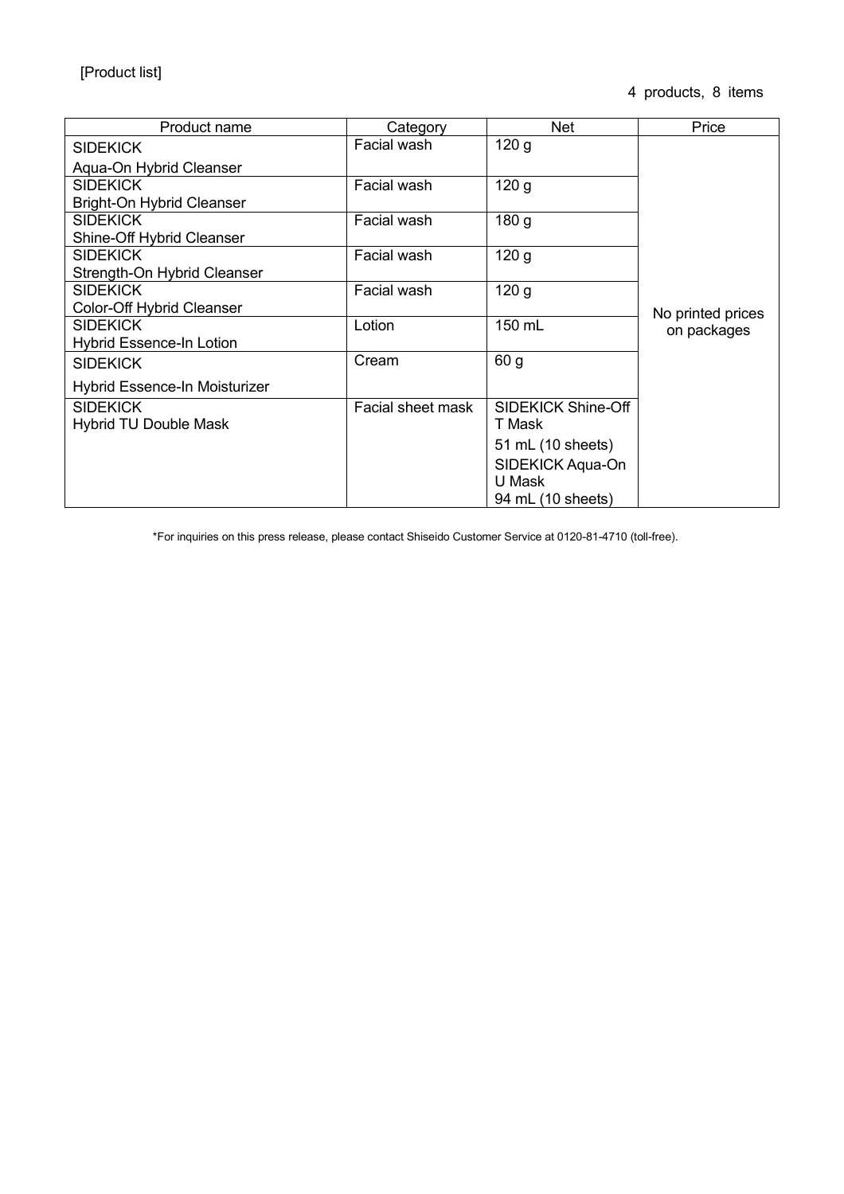[Product list]

4 products, 8 items

| Product name | Category | Net | Price |
|---|---|---|---|
| SIDEKICK Aqua-On Hybrid Cleanser | Facial wash | 120 g | No printed prices on packages |
| SIDEKICK Bright-On Hybrid Cleanser | Facial wash | 120 g | |
| SIDEKICK Shine-Off Hybrid Cleanser | Facial wash | 180 g | |
| SIDEKICK Strength-On Hybrid Cleanser | Facial wash | 120 g | |
| SIDEKICK Color-Off Hybrid Cleanser | Facial wash | 120 g | |
| SIDEKICK Hybrid Essence-In Lotion | Lotion | 150 mL | |
| SIDEKICK Hybrid Essence-In Moisturizer | Cream | 60 g | |
| SIDEKICK Hybrid TU Double Mask | Facial sheet mask | SIDEKICK Shine-Off T Mask 51 mL (10 sheets) SIDEKICK Aqua-On U Mask 94 mL (10 sheets) | |

*For inquiries on this press release, please contact Shiseido Customer Service at 0120-81-4710 (toll-free).